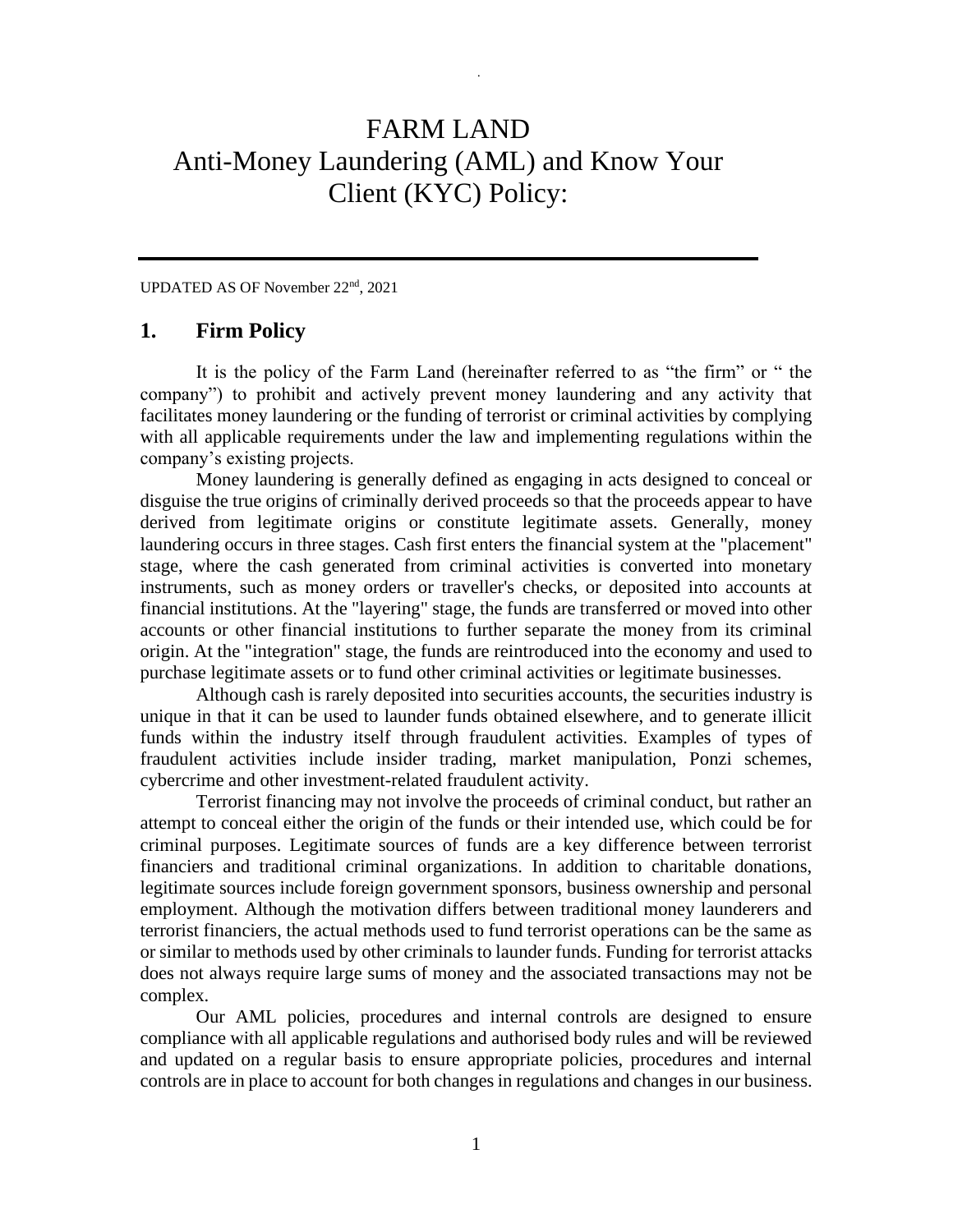# FARM LAND
# Anti-Money Laundering (AML) and Know Your Client (KYC) Policy:

UPDATED AS OF November 22nd, 2021

## 1. Firm Policy

It is the policy of the Farm Land (hereinafter referred to as "the firm" or " the company") to prohibit and actively prevent money laundering and any activity that facilitates money laundering or the funding of terrorist or criminal activities by complying with all applicable requirements under the law and implementing regulations within the company's existing projects.

Money laundering is generally defined as engaging in acts designed to conceal or disguise the true origins of criminally derived proceeds so that the proceeds appear to have derived from legitimate origins or constitute legitimate assets. Generally, money laundering occurs in three stages. Cash first enters the financial system at the "placement" stage, where the cash generated from criminal activities is converted into monetary instruments, such as money orders or traveller's checks, or deposited into accounts at financial institutions. At the "layering" stage, the funds are transferred or moved into other accounts or other financial institutions to further separate the money from its criminal origin. At the "integration" stage, the funds are reintroduced into the economy and used to purchase legitimate assets or to fund other criminal activities or legitimate businesses.

Although cash is rarely deposited into securities accounts, the securities industry is unique in that it can be used to launder funds obtained elsewhere, and to generate illicit funds within the industry itself through fraudulent activities. Examples of types of fraudulent activities include insider trading, market manipulation, Ponzi schemes, cybercrime and other investment-related fraudulent activity.

Terrorist financing may not involve the proceeds of criminal conduct, but rather an attempt to conceal either the origin of the funds or their intended use, which could be for criminal purposes. Legitimate sources of funds are a key difference between terrorist financiers and traditional criminal organizations. In addition to charitable donations, legitimate sources include foreign government sponsors, business ownership and personal employment. Although the motivation differs between traditional money launderers and terrorist financiers, the actual methods used to fund terrorist operations can be the same as or similar to methods used by other criminals to launder funds. Funding for terrorist attacks does not always require large sums of money and the associated transactions may not be complex.

Our AML policies, procedures and internal controls are designed to ensure compliance with all applicable regulations and authorised body rules and will be reviewed and updated on a regular basis to ensure appropriate policies, procedures and internal controls are in place to account for both changes in regulations and changes in our business.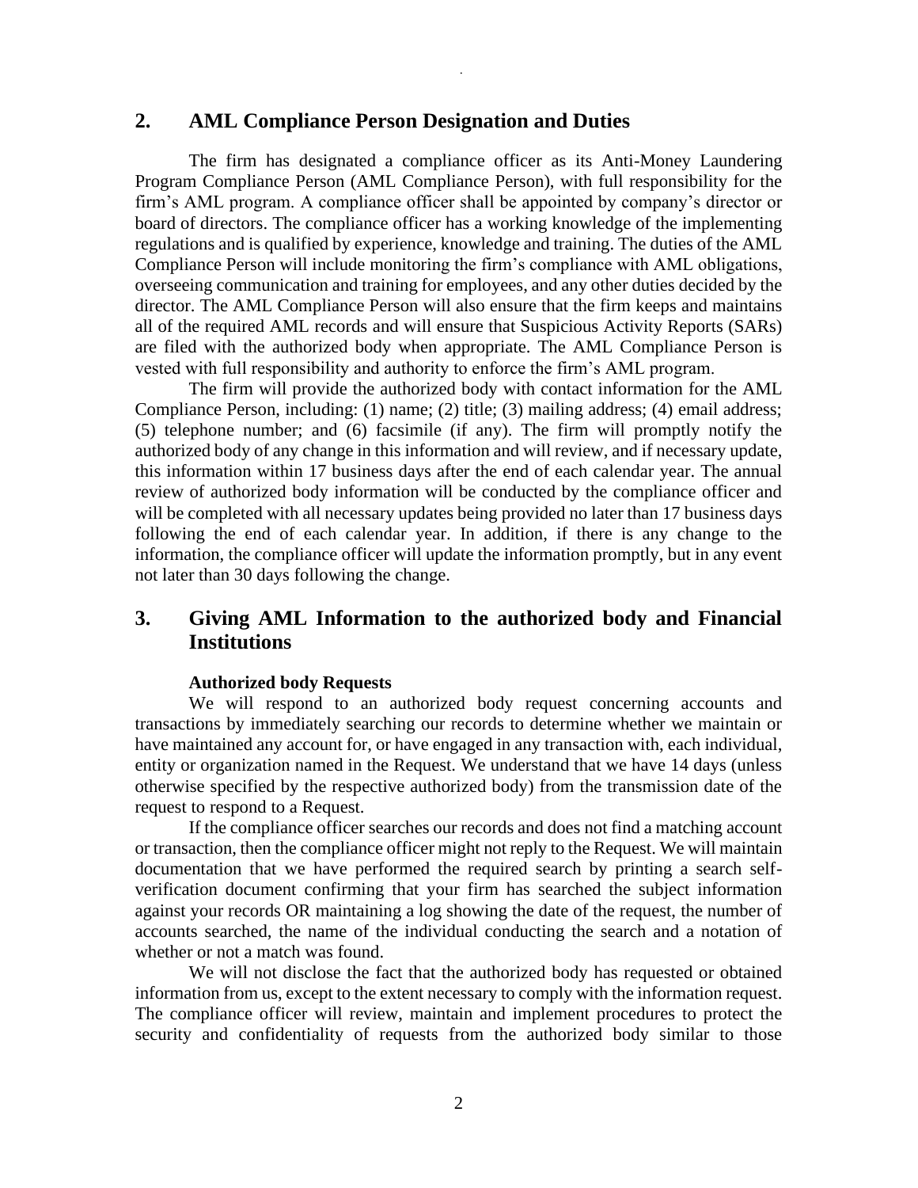## 2. AML Compliance Person Designation and Duties

The firm has designated a compliance officer as its Anti-Money Laundering Program Compliance Person (AML Compliance Person), with full responsibility for the firm's AML program. A compliance officer shall be appointed by company's director or board of directors. The compliance officer has a working knowledge of the implementing regulations and is qualified by experience, knowledge and training. The duties of the AML Compliance Person will include monitoring the firm's compliance with AML obligations, overseeing communication and training for employees, and any other duties decided by the director. The AML Compliance Person will also ensure that the firm keeps and maintains all of the required AML records and will ensure that Suspicious Activity Reports (SARs) are filed with the authorized body when appropriate. The AML Compliance Person is vested with full responsibility and authority to enforce the firm's AML program.

The firm will provide the authorized body with contact information for the AML Compliance Person, including: (1) name; (2) title; (3) mailing address; (4) email address; (5) telephone number; and (6) facsimile (if any). The firm will promptly notify the authorized body of any change in this information and will review, and if necessary update, this information within 17 business days after the end of each calendar year. The annual review of authorized body information will be conducted by the compliance officer and will be completed with all necessary updates being provided no later than 17 business days following the end of each calendar year. In addition, if there is any change to the information, the compliance officer will update the information promptly, but in any event not later than 30 days following the change.

## 3. Giving AML Information to the authorized body and Financial Institutions

**Authorized body Requests**

We will respond to an authorized body request concerning accounts and transactions by immediately searching our records to determine whether we maintain or have maintained any account for, or have engaged in any transaction with, each individual, entity or organization named in the Request. We understand that we have 14 days (unless otherwise specified by the respective authorized body) from the transmission date of the request to respond to a Request.

If the compliance officer searches our records and does not find a matching account or transaction, then the compliance officer might not reply to the Request. We will maintain documentation that we have performed the required search by printing a search self-verification document confirming that your firm has searched the subject information against your records OR maintaining a log showing the date of the request, the number of accounts searched, the name of the individual conducting the search and a notation of whether or not a match was found.

We will not disclose the fact that the authorized body has requested or obtained information from us, except to the extent necessary to comply with the information request. The compliance officer will review, maintain and implement procedures to protect the security and confidentiality of requests from the authorized body similar to those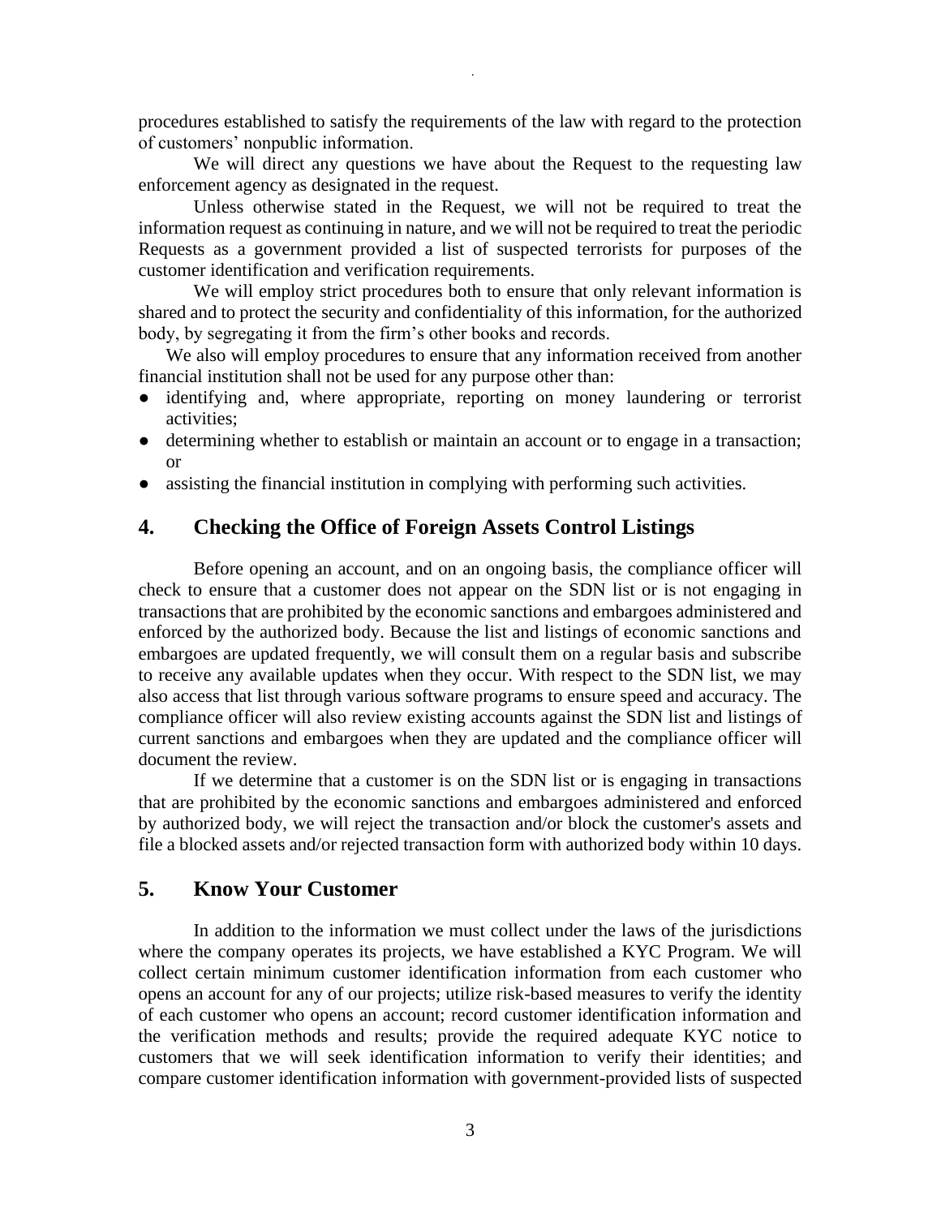procedures established to satisfy the requirements of the law with regard to the protection of customers' nonpublic information.

We will direct any questions we have about the Request to the requesting law enforcement agency as designated in the request.

Unless otherwise stated in the Request, we will not be required to treat the information request as continuing in nature, and we will not be required to treat the periodic Requests as a government provided a list of suspected terrorists for purposes of the customer identification and verification requirements.

We will employ strict procedures both to ensure that only relevant information is shared and to protect the security and confidentiality of this information, for the authorized body, by segregating it from the firm's other books and records.

We also will employ procedures to ensure that any information received from another financial institution shall not be used for any purpose other than:

- identifying and, where appropriate, reporting on money laundering or terrorist activities;
- determining whether to establish or maintain an account or to engage in a transaction; or
- assisting the financial institution in complying with performing such activities.

## 4. Checking the Office of Foreign Assets Control Listings

Before opening an account, and on an ongoing basis, the compliance officer will check to ensure that a customer does not appear on the SDN list or is not engaging in transactions that are prohibited by the economic sanctions and embargoes administered and enforced by the authorized body. Because the list and listings of economic sanctions and embargoes are updated frequently, we will consult them on a regular basis and subscribe to receive any available updates when they occur. With respect to the SDN list, we may also access that list through various software programs to ensure speed and accuracy. The compliance officer will also review existing accounts against the SDN list and listings of current sanctions and embargoes when they are updated and the compliance officer will document the review.

If we determine that a customer is on the SDN list or is engaging in transactions that are prohibited by the economic sanctions and embargoes administered and enforced by authorized body, we will reject the transaction and/or block the customer's assets and file a blocked assets and/or rejected transaction form with authorized body within 10 days.

## 5. Know Your Customer

In addition to the information we must collect under the laws of the jurisdictions where the company operates its projects, we have established a KYC Program. We will collect certain minimum customer identification information from each customer who opens an account for any of our projects; utilize risk-based measures to verify the identity of each customer who opens an account; record customer identification information and the verification methods and results; provide the required adequate KYC notice to customers that we will seek identification information to verify their identities; and compare customer identification information with government-provided lists of suspected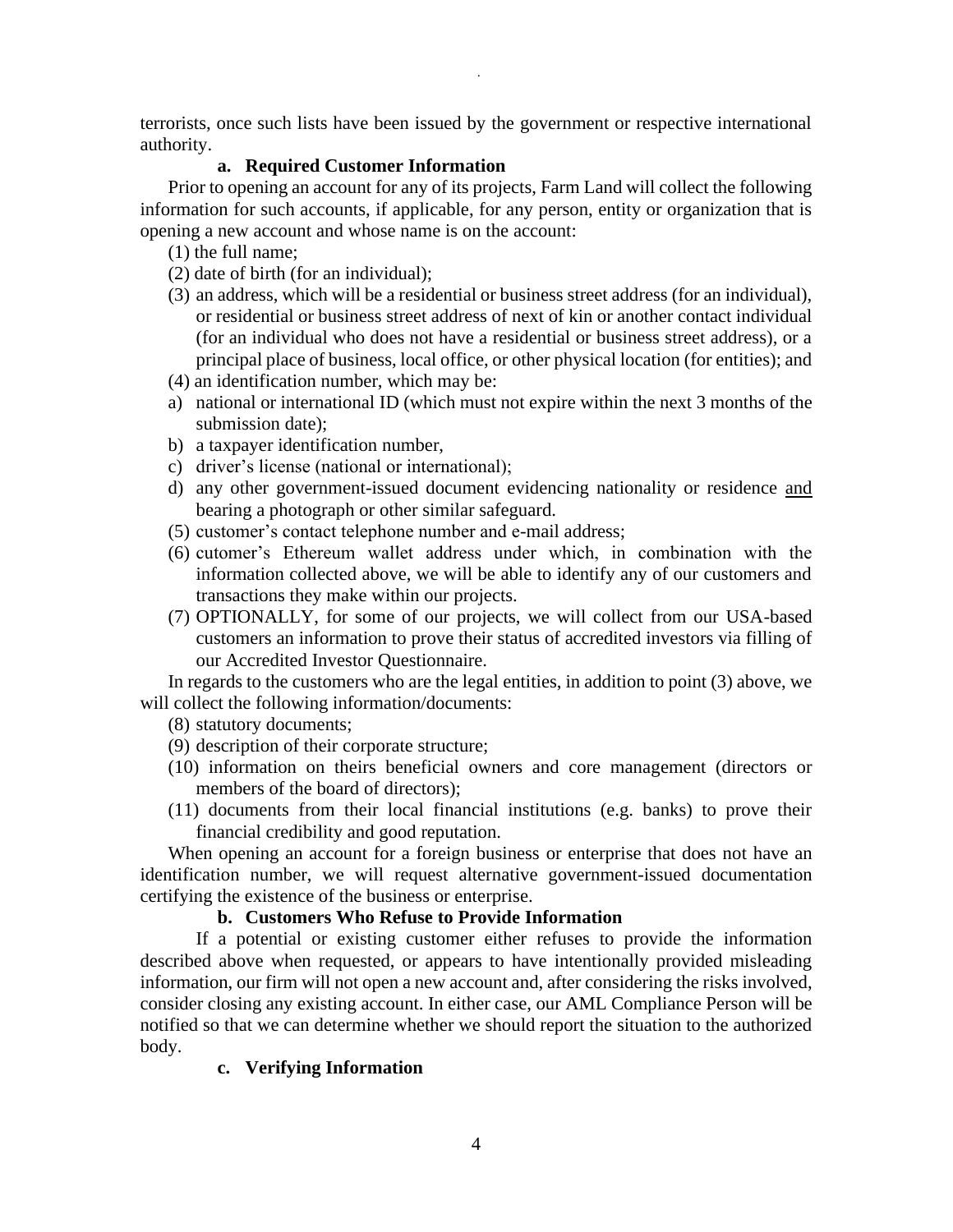terrorists, once such lists have been issued by the government or respective international authority.

### a. Required Customer Information

Prior to opening an account for any of its projects, Farm Land will collect the following information for such accounts, if applicable, for any person, entity or organization that is opening a new account and whose name is on the account:

(1) the full name;

(2) date of birth (for an individual);

(3) an address, which will be a residential or business street address (for an individual), or residential or business street address of next of kin or another contact individual (for an individual who does not have a residential or business street address), or a principal place of business, local office, or other physical location (for entities); and

(4) an identification number, which may be:

a) national or international ID (which must not expire within the next 3 months of the submission date);

b) a taxpayer identification number,

c) driver's license (national or international);

d) any other government-issued document evidencing nationality or residence <u>and</u> bearing a photograph or other similar safeguard.

(5) customer's contact telephone number and e-mail address;

(6) cutomer's Ethereum wallet address under which, in combination with the information collected above, we will be able to identify any of our customers and transactions they make within our projects.

(7) OPTIONALLY, for some of our projects, we will collect from our USA-based customers an information to prove their status of accredited investors via filling of our Accredited Investor Questionnaire.

In regards to the customers who are the legal entities, in addition to point (3) above, we will collect the following information/documents:

(8) statutory documents;

(9) description of their corporate structure;

(10) information on theirs beneficial owners and core management (directors or members of the board of directors);

(11) documents from their local financial institutions (e.g. banks) to prove their financial credibility and good reputation.

When opening an account for a foreign business or enterprise that does not have an identification number, we will request alternative government-issued documentation certifying the existence of the business or enterprise.

### b. Customers Who Refuse to Provide Information

If a potential or existing customer either refuses to provide the information described above when requested, or appears to have intentionally provided misleading information, our firm will not open a new account and, after considering the risks involved, consider closing any existing account. In either case, our AML Compliance Person will be notified so that we can determine whether we should report the situation to the authorized body.

### c. Verifying Information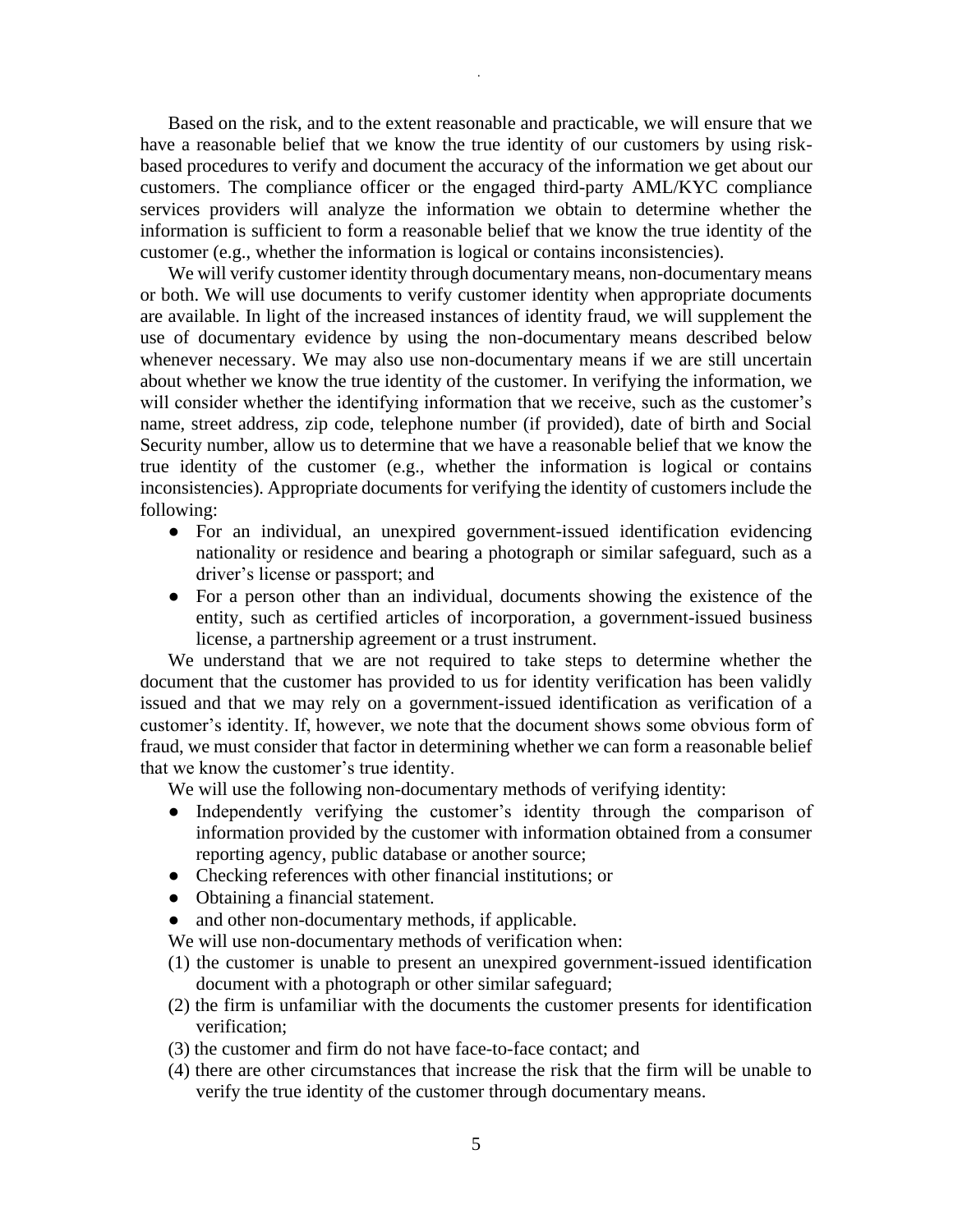Based on the risk, and to the extent reasonable and practicable, we will ensure that we have a reasonable belief that we know the true identity of our customers by using risk-based procedures to verify and document the accuracy of the information we get about our customers. The compliance officer or the engaged third-party AML/KYC compliance services providers will analyze the information we obtain to determine whether the information is sufficient to form a reasonable belief that we know the true identity of the customer (e.g., whether the information is logical or contains inconsistencies).

We will verify customer identity through documentary means, non-documentary means or both. We will use documents to verify customer identity when appropriate documents are available. In light of the increased instances of identity fraud, we will supplement the use of documentary evidence by using the non-documentary means described below whenever necessary. We may also use non-documentary means if we are still uncertain about whether we know the true identity of the customer. In verifying the information, we will consider whether the identifying information that we receive, such as the customer's name, street address, zip code, telephone number (if provided), date of birth and Social Security number, allow us to determine that we have a reasonable belief that we know the true identity of the customer (e.g., whether the information is logical or contains inconsistencies). Appropriate documents for verifying the identity of customers include the following:

- For an individual, an unexpired government-issued identification evidencing nationality or residence and bearing a photograph or similar safeguard, such as a driver's license or passport; and
- For a person other than an individual, documents showing the existence of the entity, such as certified articles of incorporation, a government-issued business license, a partnership agreement or a trust instrument.

We understand that we are not required to take steps to determine whether the document that the customer has provided to us for identity verification has been validly issued and that we may rely on a government-issued identification as verification of a customer's identity. If, however, we note that the document shows some obvious form of fraud, we must consider that factor in determining whether we can form a reasonable belief that we know the customer's true identity.

We will use the following non-documentary methods of verifying identity:

- Independently verifying the customer's identity through the comparison of information provided by the customer with information obtained from a consumer reporting agency, public database or another source;
- Checking references with other financial institutions; or
- Obtaining a financial statement.
- and other non-documentary methods, if applicable.

We will use non-documentary methods of verification when:

(1) the customer is unable to present an unexpired government-issued identification document with a photograph or other similar safeguard;

(2) the firm is unfamiliar with the documents the customer presents for identification verification;

(3) the customer and firm do not have face-to-face contact; and

(4) there are other circumstances that increase the risk that the firm will be unable to verify the true identity of the customer through documentary means.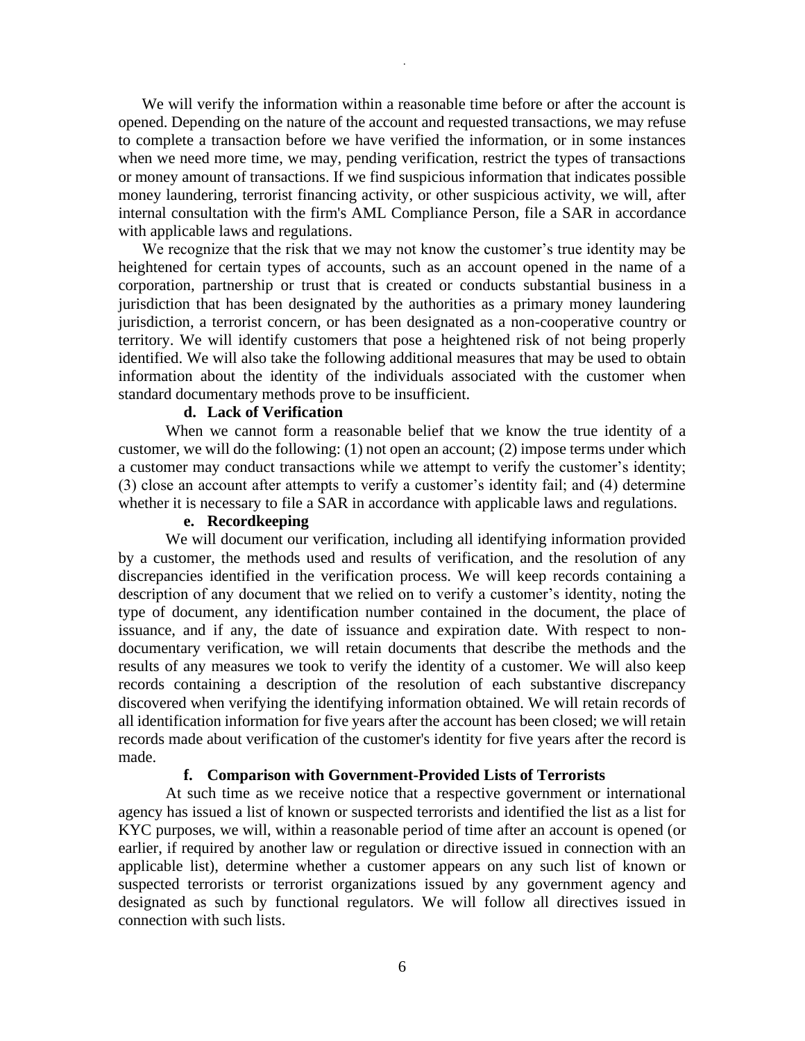We will verify the information within a reasonable time before or after the account is opened. Depending on the nature of the account and requested transactions, we may refuse to complete a transaction before we have verified the information, or in some instances when we need more time, we may, pending verification, restrict the types of transactions or money amount of transactions. If we find suspicious information that indicates possible money laundering, terrorist financing activity, or other suspicious activity, we will, after internal consultation with the firm's AML Compliance Person, file a SAR in accordance with applicable laws and regulations.

We recognize that the risk that we may not know the customer's true identity may be heightened for certain types of accounts, such as an account opened in the name of a corporation, partnership or trust that is created or conducts substantial business in a jurisdiction that has been designated by the authorities as a primary money laundering jurisdiction, a terrorist concern, or has been designated as a non-cooperative country or territory. We will identify customers that pose a heightened risk of not being properly identified. We will also take the following additional measures that may be used to obtain information about the identity of the individuals associated with the customer when standard documentary methods prove to be insufficient.

#### d. Lack of Verification

When we cannot form a reasonable belief that we know the true identity of a customer, we will do the following: (1) not open an account; (2) impose terms under which a customer may conduct transactions while we attempt to verify the customer's identity; (3) close an account after attempts to verify a customer's identity fail; and (4) determine whether it is necessary to file a SAR in accordance with applicable laws and regulations.

#### e. Recordkeeping

We will document our verification, including all identifying information provided by a customer, the methods used and results of verification, and the resolution of any discrepancies identified in the verification process. We will keep records containing a description of any document that we relied on to verify a customer's identity, noting the type of document, any identification number contained in the document, the place of issuance, and if any, the date of issuance and expiration date. With respect to non-documentary verification, we will retain documents that describe the methods and the results of any measures we took to verify the identity of a customer. We will also keep records containing a description of the resolution of each substantive discrepancy discovered when verifying the identifying information obtained. We will retain records of all identification information for five years after the account has been closed; we will retain records made about verification of the customer's identity for five years after the record is made.

#### f. Comparison with Government-Provided Lists of Terrorists

At such time as we receive notice that a respective government or international agency has issued a list of known or suspected terrorists and identified the list as a list for KYC purposes, we will, within a reasonable period of time after an account is opened (or earlier, if required by another law or regulation or directive issued in connection with an applicable list), determine whether a customer appears on any such list of known or suspected terrorists or terrorist organizations issued by any government agency and designated as such by functional regulators. We will follow all directives issued in connection with such lists.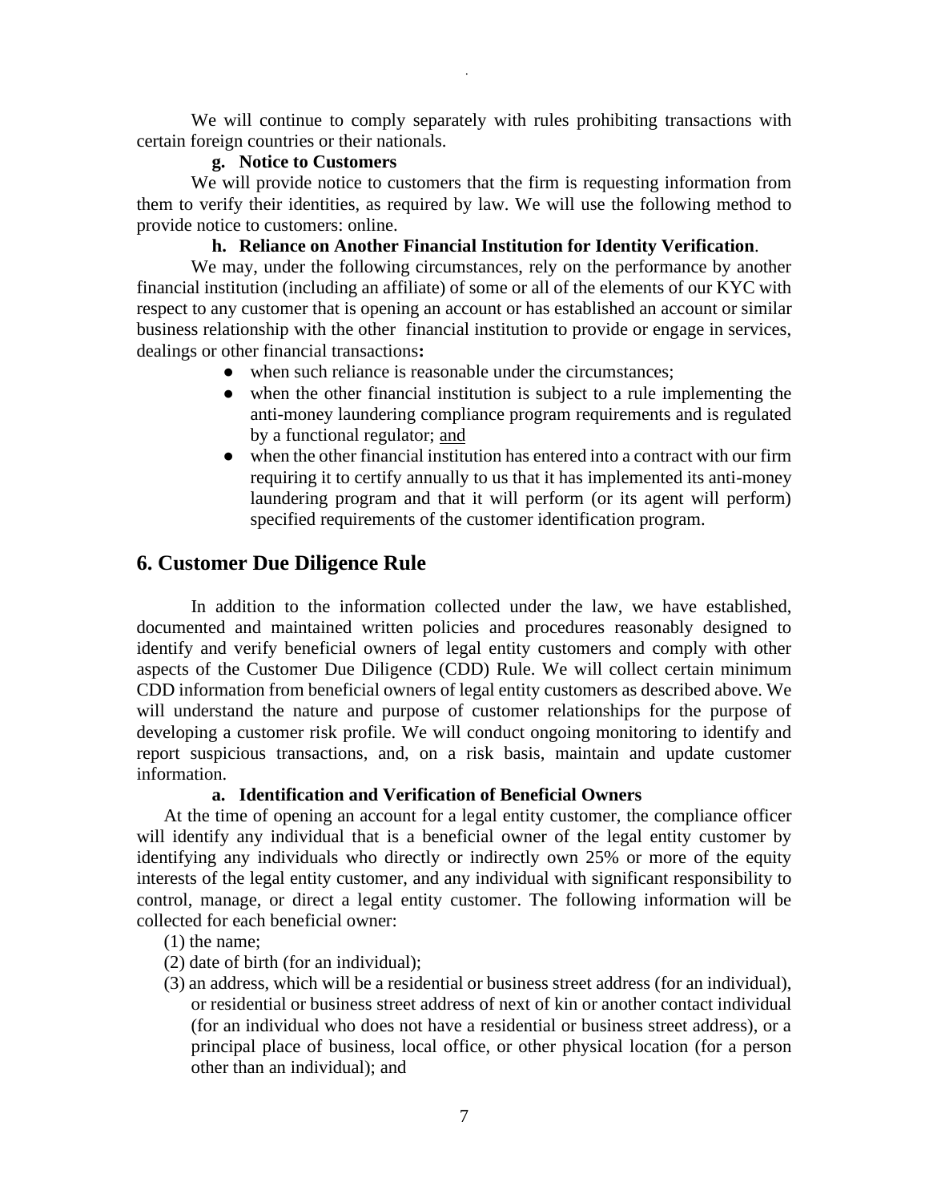We will continue to comply separately with rules prohibiting transactions with certain foreign countries or their nationals.

**g. Notice to Customers**

We will provide notice to customers that the firm is requesting information from them to verify their identities, as required by law. We will use the following method to provide notice to customers: online.

**h. Reliance on Another Financial Institution for Identity Verification**.

We may, under the following circumstances, rely on the performance by another financial institution (including an affiliate) of some or all of the elements of our KYC with respect to any customer that is opening an account or has established an account or similar business relationship with the other financial institution to provide or engage in services, dealings or other financial transactions**:**

- when such reliance is reasonable under the circumstances;
- when the other financial institution is subject to a rule implementing the anti-money laundering compliance program requirements and is regulated by a functional regulator; and
- when the other financial institution has entered into a contract with our firm requiring it to certify annually to us that it has implemented its anti-money laundering program and that it will perform (or its agent will perform) specified requirements of the customer identification program.

## 6. Customer Due Diligence Rule

In addition to the information collected under the law, we have established, documented and maintained written policies and procedures reasonably designed to identify and verify beneficial owners of legal entity customers and comply with other aspects of the Customer Due Diligence (CDD) Rule. We will collect certain minimum CDD information from beneficial owners of legal entity customers as described above. We will understand the nature and purpose of customer relationships for the purpose of developing a customer risk profile. We will conduct ongoing monitoring to identify and report suspicious transactions, and, on a risk basis, maintain and update customer information.

**a. Identification and Verification of Beneficial Owners**

At the time of opening an account for a legal entity customer, the compliance officer will identify any individual that is a beneficial owner of the legal entity customer by identifying any individuals who directly or indirectly own 25% or more of the equity interests of the legal entity customer, and any individual with significant responsibility to control, manage, or direct a legal entity customer. The following information will be collected for each beneficial owner:

(1) the name;

(2) date of birth (for an individual);

(3) an address, which will be a residential or business street address (for an individual), or residential or business street address of next of kin or another contact individual (for an individual who does not have a residential or business street address), or a principal place of business, local office, or other physical location (for a person other than an individual); and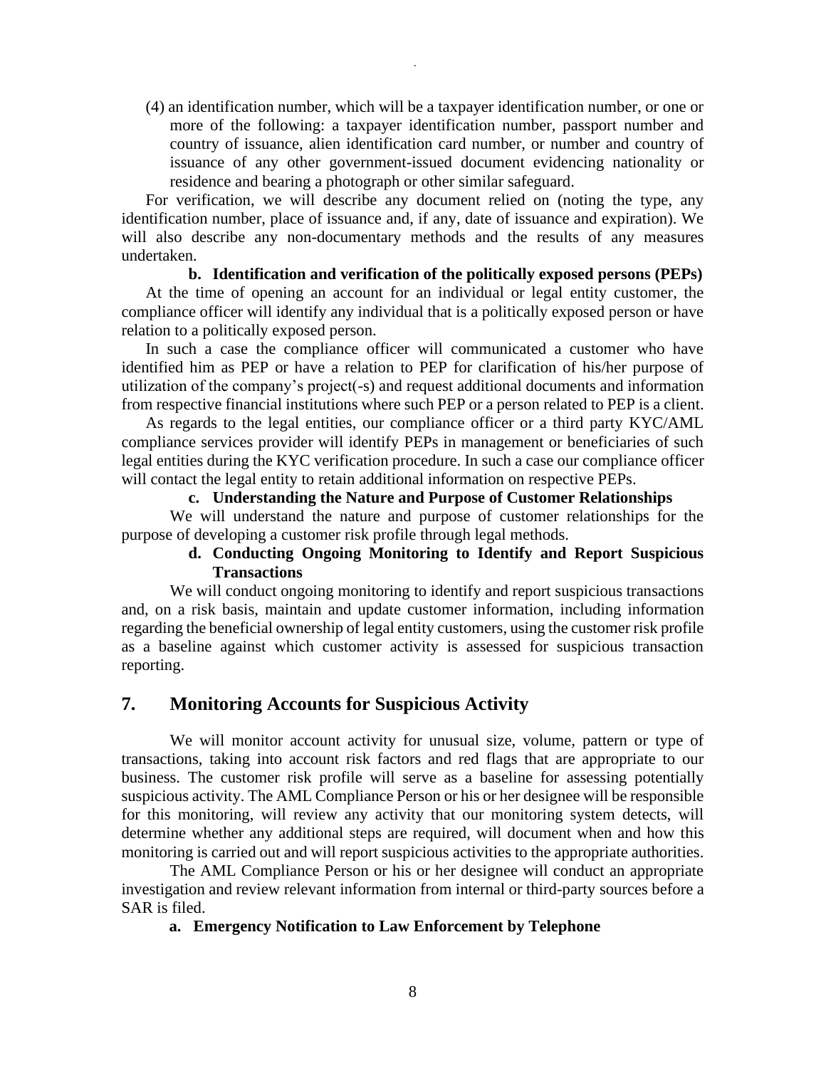(4) an identification number, which will be a taxpayer identification number, or one or more of the following: a taxpayer identification number, passport number and country of issuance, alien identification card number, or number and country of issuance of any other government-issued document evidencing nationality or residence and bearing a photograph or other similar safeguard.

For verification, we will describe any document relied on (noting the type, any identification number, place of issuance and, if any, date of issuance and expiration). We will also describe any non-documentary methods and the results of any measures undertaken.

**b. Identification and verification of the politically exposed persons (PEPs)**

At the time of opening an account for an individual or legal entity customer, the compliance officer will identify any individual that is a politically exposed person or have relation to a politically exposed person.

In such a case the compliance officer will communicated a customer who have identified him as PEP or have a relation to PEP for clarification of his/her purpose of utilization of the company's project(-s) and request additional documents and information from respective financial institutions where such PEP or a person related to PEP is a client.

As regards to the legal entities, our compliance officer or a third party KYC/AML compliance services provider will identify PEPs in management or beneficiaries of such legal entities during the KYC verification procedure. In such a case our compliance officer will contact the legal entity to retain additional information on respective PEPs.

**c. Understanding the Nature and Purpose of Customer Relationships**

We will understand the nature and purpose of customer relationships for the purpose of developing a customer risk profile through legal methods.

**d. Conducting Ongoing Monitoring to Identify and Report Suspicious Transactions**

We will conduct ongoing monitoring to identify and report suspicious transactions and, on a risk basis, maintain and update customer information, including information regarding the beneficial ownership of legal entity customers, using the customer risk profile as a baseline against which customer activity is assessed for suspicious transaction reporting.

## 7. Monitoring Accounts for Suspicious Activity

We will monitor account activity for unusual size, volume, pattern or type of transactions, taking into account risk factors and red flags that are appropriate to our business. The customer risk profile will serve as a baseline for assessing potentially suspicious activity. The AML Compliance Person or his or her designee will be responsible for this monitoring, will review any activity that our monitoring system detects, will determine whether any additional steps are required, will document when and how this monitoring is carried out and will report suspicious activities to the appropriate authorities.

The AML Compliance Person or his or her designee will conduct an appropriate investigation and review relevant information from internal or third-party sources before a SAR is filed.

**a. Emergency Notification to Law Enforcement by Telephone**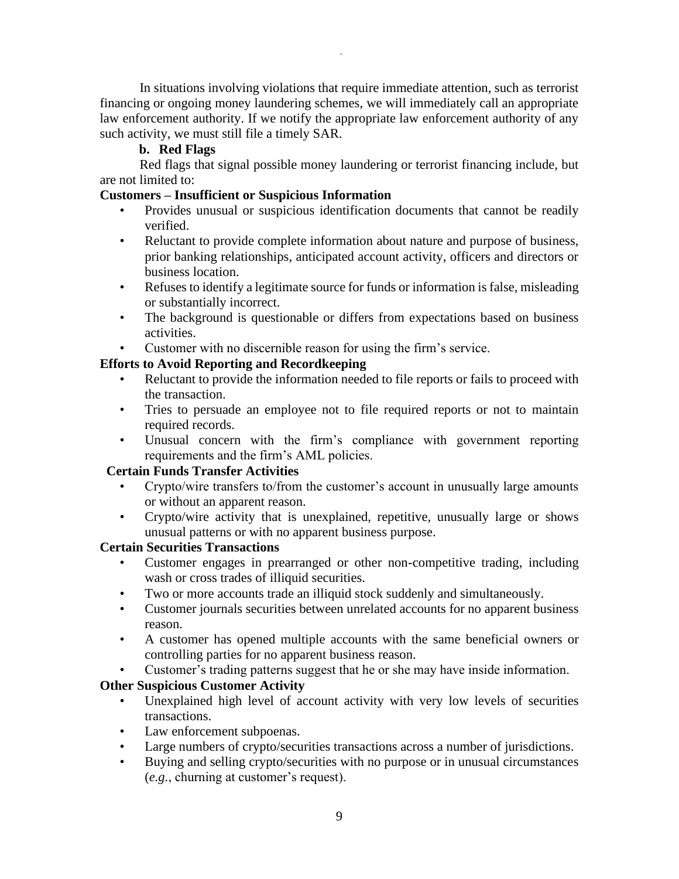In situations involving violations that require immediate attention, such as terrorist financing or ongoing money laundering schemes, we will immediately call an appropriate law enforcement authority. If we notify the appropriate law enforcement authority of any such activity, we must still file a timely SAR.

#### b. Red Flags

Red flags that signal possible money laundering or terrorist financing include, but are not limited to:

**Customers – Insufficient or Suspicious Information**

- Provides unusual or suspicious identification documents that cannot be readily verified.
- Reluctant to provide complete information about nature and purpose of business, prior banking relationships, anticipated account activity, officers and directors or business location.
- Refuses to identify a legitimate source for funds or information is false, misleading or substantially incorrect.
- The background is questionable or differs from expectations based on business activities.
- Customer with no discernible reason for using the firm's service.

**Efforts to Avoid Reporting and Recordkeeping**

- Reluctant to provide the information needed to file reports or fails to proceed with the transaction.
- Tries to persuade an employee not to file required reports or not to maintain required records.
- Unusual concern with the firm's compliance with government reporting requirements and the firm's AML policies.

**Certain Funds Transfer Activities**

- Crypto/wire transfers to/from the customer's account in unusually large amounts or without an apparent reason.
- Crypto/wire activity that is unexplained, repetitive, unusually large or shows unusual patterns or with no apparent business purpose.

**Certain Securities Transactions**

- Customer engages in prearranged or other non-competitive trading, including wash or cross trades of illiquid securities.
- Two or more accounts trade an illiquid stock suddenly and simultaneously.
- Customer journals securities between unrelated accounts for no apparent business reason.
- A customer has opened multiple accounts with the same beneficial owners or controlling parties for no apparent business reason.
- Customer's trading patterns suggest that he or she may have inside information.

**Other Suspicious Customer Activity**

- Unexplained high level of account activity with very low levels of securities transactions.
- Law enforcement subpoenas.
- Large numbers of crypto/securities transactions across a number of jurisdictions.
- Buying and selling crypto/securities with no purpose or in unusual circumstances (*e.g.*, churning at customer's request).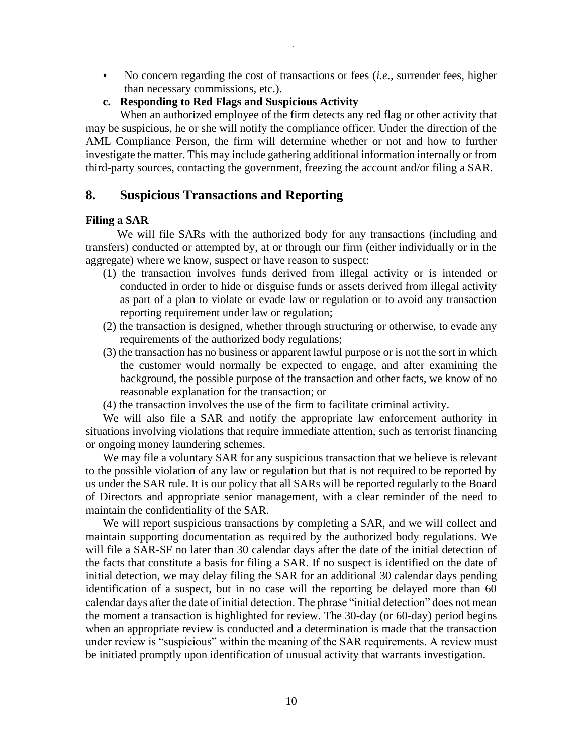- No concern regarding the cost of transactions or fees (*i.e.*, surrender fees, higher than necessary commissions, etc.).

**c. Responding to Red Flags and Suspicious Activity**

When an authorized employee of the firm detects any red flag or other activity that may be suspicious, he or she will notify the compliance officer. Under the direction of the AML Compliance Person, the firm will determine whether or not and how to further investigate the matter. This may include gathering additional information internally or from third-party sources, contacting the government, freezing the account and/or filing a SAR.

## 8. Suspicious Transactions and Reporting

**Filing a SAR**

We will file SARs with the authorized body for any transactions (including and transfers) conducted or attempted by, at or through our firm (either individually or in the aggregate) where we know, suspect or have reason to suspect:

(1) the transaction involves funds derived from illegal activity or is intended or conducted in order to hide or disguise funds or assets derived from illegal activity as part of a plan to violate or evade law or regulation or to avoid any transaction reporting requirement under law or regulation;

(2) the transaction is designed, whether through structuring or otherwise, to evade any requirements of the authorized body regulations;

(3) the transaction has no business or apparent lawful purpose or is not the sort in which the customer would normally be expected to engage, and after examining the background, the possible purpose of the transaction and other facts, we know of no reasonable explanation for the transaction; or

(4) the transaction involves the use of the firm to facilitate criminal activity.

We will also file a SAR and notify the appropriate law enforcement authority in situations involving violations that require immediate attention, such as terrorist financing or ongoing money laundering schemes.

We may file a voluntary SAR for any suspicious transaction that we believe is relevant to the possible violation of any law or regulation but that is not required to be reported by us under the SAR rule. It is our policy that all SARs will be reported regularly to the Board of Directors and appropriate senior management, with a clear reminder of the need to maintain the confidentiality of the SAR.

We will report suspicious transactions by completing a SAR, and we will collect and maintain supporting documentation as required by the authorized body regulations. We will file a SAR-SF no later than 30 calendar days after the date of the initial detection of the facts that constitute a basis for filing a SAR. If no suspect is identified on the date of initial detection, we may delay filing the SAR for an additional 30 calendar days pending identification of a suspect, but in no case will the reporting be delayed more than 60 calendar days after the date of initial detection. The phrase "initial detection" does not mean the moment a transaction is highlighted for review. The 30-day (or 60-day) period begins when an appropriate review is conducted and a determination is made that the transaction under review is "suspicious" within the meaning of the SAR requirements. A review must be initiated promptly upon identification of unusual activity that warrants investigation.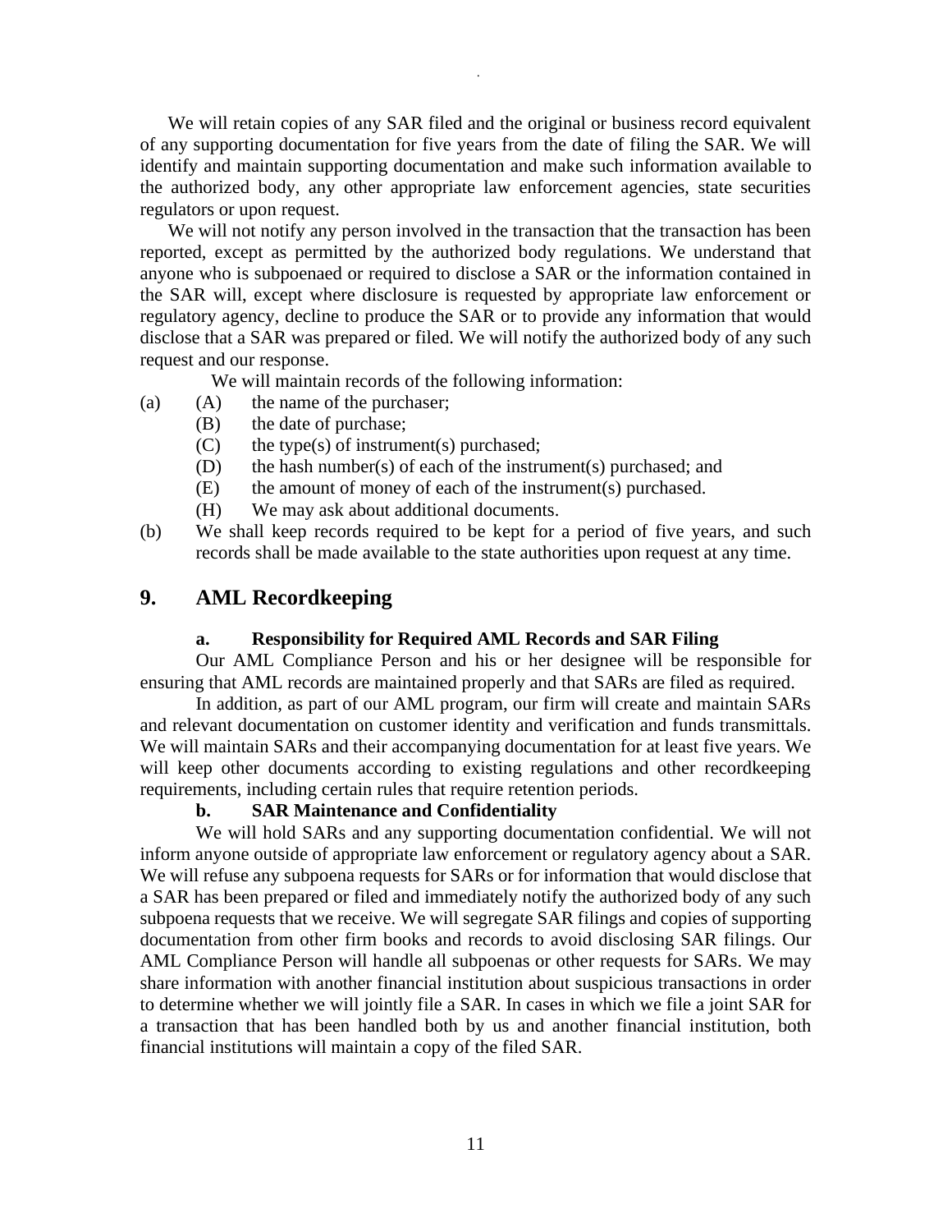We will retain copies of any SAR filed and the original or business record equivalent of any supporting documentation for five years from the date of filing the SAR. We will identify and maintain supporting documentation and make such information available to the authorized body, any other appropriate law enforcement agencies, state securities regulators or upon request.

We will not notify any person involved in the transaction that the transaction has been reported, except as permitted by the authorized body regulations. We understand that anyone who is subpoenaed or required to disclose a SAR or the information contained in the SAR will, except where disclosure is requested by appropriate law enforcement or regulatory agency, decline to produce the SAR or to provide any information that would disclose that a SAR was prepared or filed. We will notify the authorized body of any such request and our response.

We will maintain records of the following information:

(a) (A) the name of the purchaser;
    (B) the date of purchase;
    (C) the type(s) of instrument(s) purchased;
    (D) the hash number(s) of each of the instrument(s) purchased; and
    (E) the amount of money of each of the instrument(s) purchased.
    (H) We may ask about additional documents.

(b) We shall keep records required to be kept for a period of five years, and such records shall be made available to the state authorities upon request at any time.

## 9. AML Recordkeeping

### a. Responsibility for Required AML Records and SAR Filing

Our AML Compliance Person and his or her designee will be responsible for ensuring that AML records are maintained properly and that SARs are filed as required.

In addition, as part of our AML program, our firm will create and maintain SARs and relevant documentation on customer identity and verification and funds transmittals. We will maintain SARs and their accompanying documentation for at least five years. We will keep other documents according to existing regulations and other recordkeeping requirements, including certain rules that require retention periods.

### b. SAR Maintenance and Confidentiality

We will hold SARs and any supporting documentation confidential. We will not inform anyone outside of appropriate law enforcement or regulatory agency about a SAR. We will refuse any subpoena requests for SARs or for information that would disclose that a SAR has been prepared or filed and immediately notify the authorized body of any such subpoena requests that we receive. We will segregate SAR filings and copies of supporting documentation from other firm books and records to avoid disclosing SAR filings. Our AML Compliance Person will handle all subpoenas or other requests for SARs. We may share information with another financial institution about suspicious transactions in order to determine whether we will jointly file a SAR. In cases in which we file a joint SAR for a transaction that has been handled both by us and another financial institution, both financial institutions will maintain a copy of the filed SAR.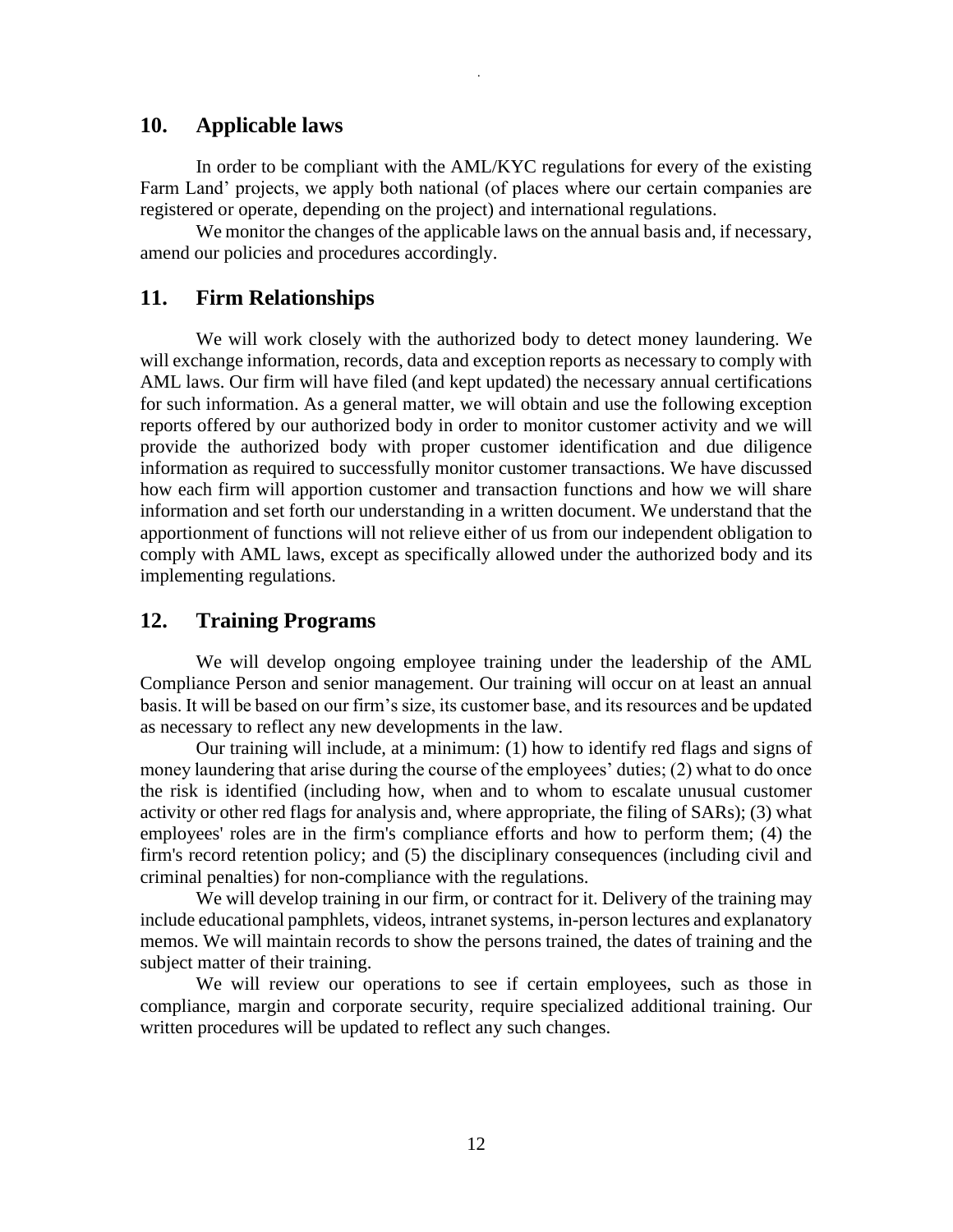## 10. Applicable laws

In order to be compliant with the AML/KYC regulations for every of the existing Farm Land' projects, we apply both national (of places where our certain companies are registered or operate, depending on the project) and international regulations.

We monitor the changes of the applicable laws on the annual basis and, if necessary, amend our policies and procedures accordingly.

## 11. Firm Relationships

We will work closely with the authorized body to detect money laundering. We will exchange information, records, data and exception reports as necessary to comply with AML laws. Our firm will have filed (and kept updated) the necessary annual certifications for such information. As a general matter, we will obtain and use the following exception reports offered by our authorized body in order to monitor customer activity and we will provide the authorized body with proper customer identification and due diligence information as required to successfully monitor customer transactions. We have discussed how each firm will apportion customer and transaction functions and how we will share information and set forth our understanding in a written document. We understand that the apportionment of functions will not relieve either of us from our independent obligation to comply with AML laws, except as specifically allowed under the authorized body and its implementing regulations.

## 12. Training Programs

We will develop ongoing employee training under the leadership of the AML Compliance Person and senior management. Our training will occur on at least an annual basis. It will be based on our firm's size, its customer base, and its resources and be updated as necessary to reflect any new developments in the law.

Our training will include, at a minimum: (1) how to identify red flags and signs of money laundering that arise during the course of the employees' duties; (2) what to do once the risk is identified (including how, when and to whom to escalate unusual customer activity or other red flags for analysis and, where appropriate, the filing of SARs); (3) what employees' roles are in the firm's compliance efforts and how to perform them; (4) the firm's record retention policy; and (5) the disciplinary consequences (including civil and criminal penalties) for non-compliance with the regulations.

We will develop training in our firm, or contract for it. Delivery of the training may include educational pamphlets, videos, intranet systems, in-person lectures and explanatory memos. We will maintain records to show the persons trained, the dates of training and the subject matter of their training.

We will review our operations to see if certain employees, such as those in compliance, margin and corporate security, require specialized additional training. Our written procedures will be updated to reflect any such changes.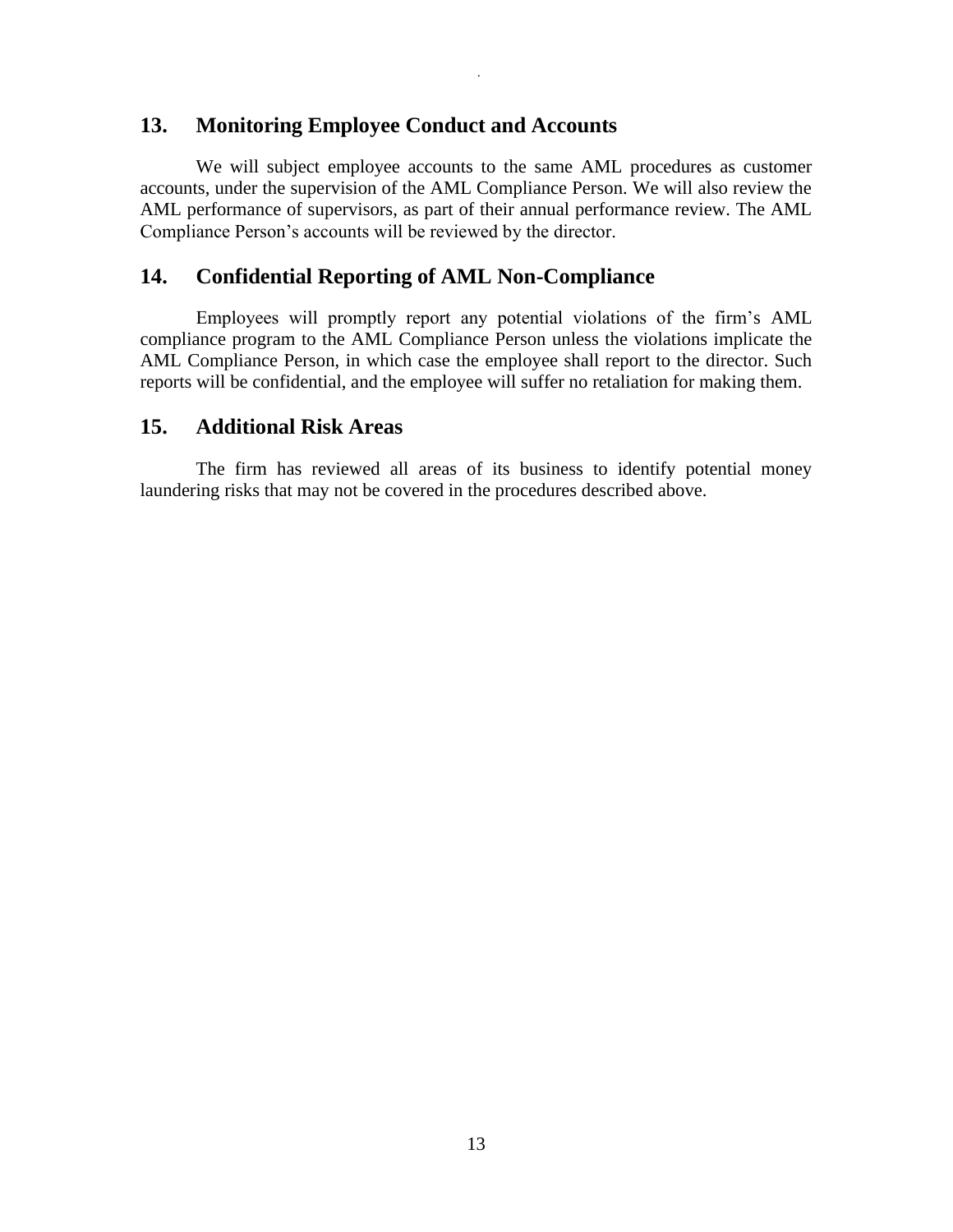## 13. Monitoring Employee Conduct and Accounts

We will subject employee accounts to the same AML procedures as customer accounts, under the supervision of the AML Compliance Person. We will also review the AML performance of supervisors, as part of their annual performance review. The AML Compliance Person's accounts will be reviewed by the director.

## 14. Confidential Reporting of AML Non-Compliance

Employees will promptly report any potential violations of the firm's AML compliance program to the AML Compliance Person unless the violations implicate the AML Compliance Person, in which case the employee shall report to the director. Such reports will be confidential, and the employee will suffer no retaliation for making them.

## 15. Additional Risk Areas

The firm has reviewed all areas of its business to identify potential money laundering risks that may not be covered in the procedures described above.